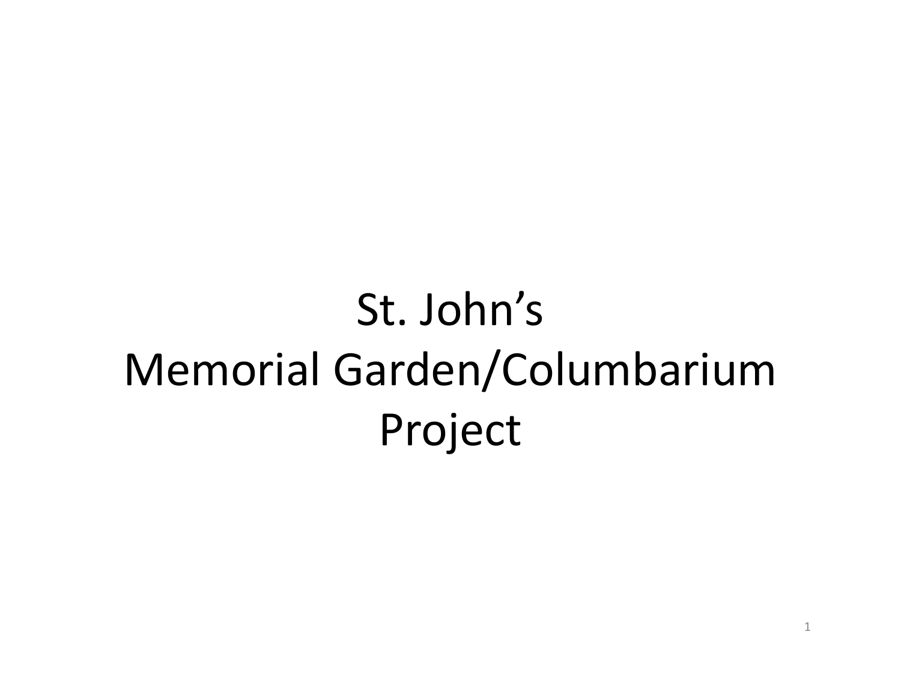# St. John's Memorial Garden/Columbarium Project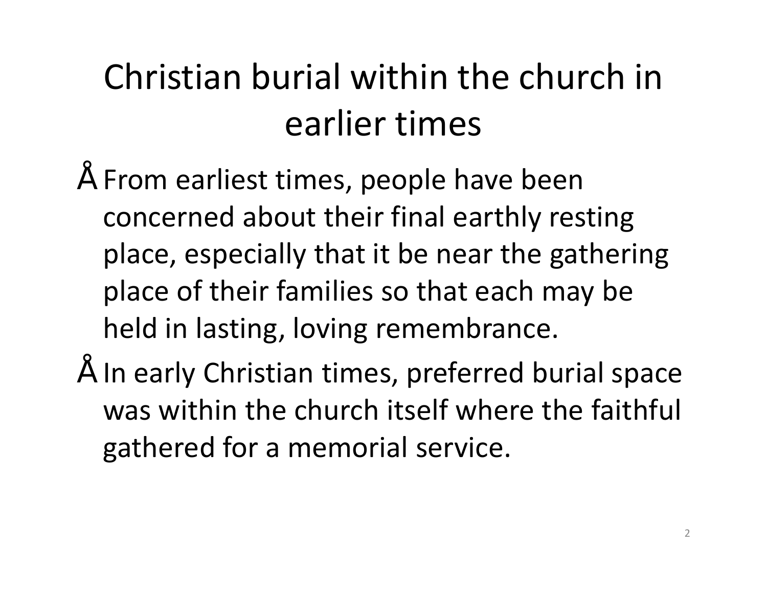# Christian burial within the church in earlier times

- From earliest times, people have been concerned about their final earthly resting place, especially that it be near the gathering place of their families so that each may be held in lasting, loving remembrance.
- In early Christian times, preferred burial space was within the church itself where the faithful gathered for a memorial service.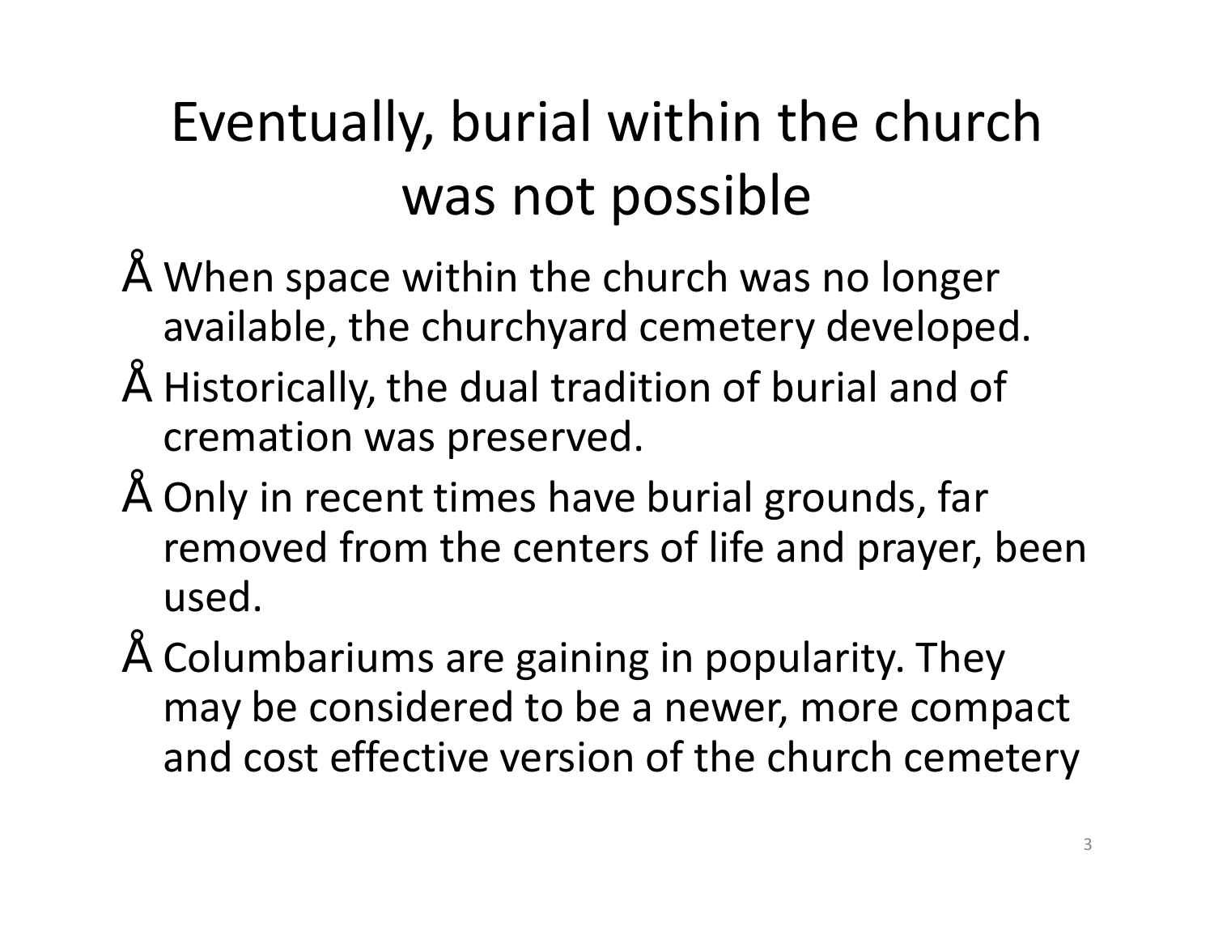# Eventually, burial within the church was not possible

- When space within the church was no longer available, the churchyard cemetery developed.
- Historically, the dual tradition of burial and of cremation was preserved.
- Only in recent times have burial grounds, far removed from the centers of life and prayer, been used.
- Columbariums are gaining in popularity. They may be considered to be a newer, more compact and cost effective version of the church cemetery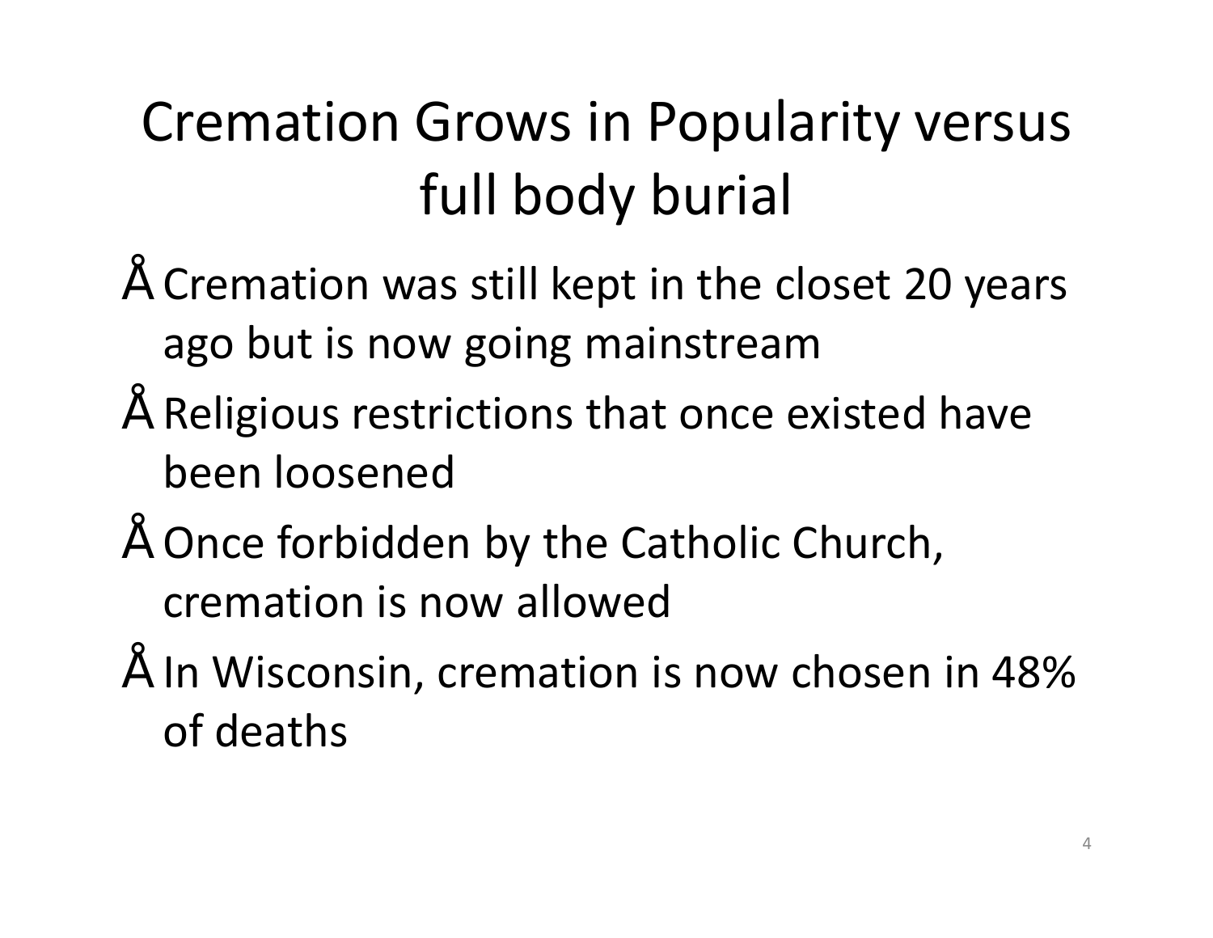# Cremation Grows in Popularity versus full body burial

- Cremation was still kept in the closet 20 years ago but is now going mainstream
- Religious restrictions that once existed have been loosened
- Once forbidden by the Catholic Church, cremation is now allowed
- In Wisconsin, cremation is now chosen in 48% of deaths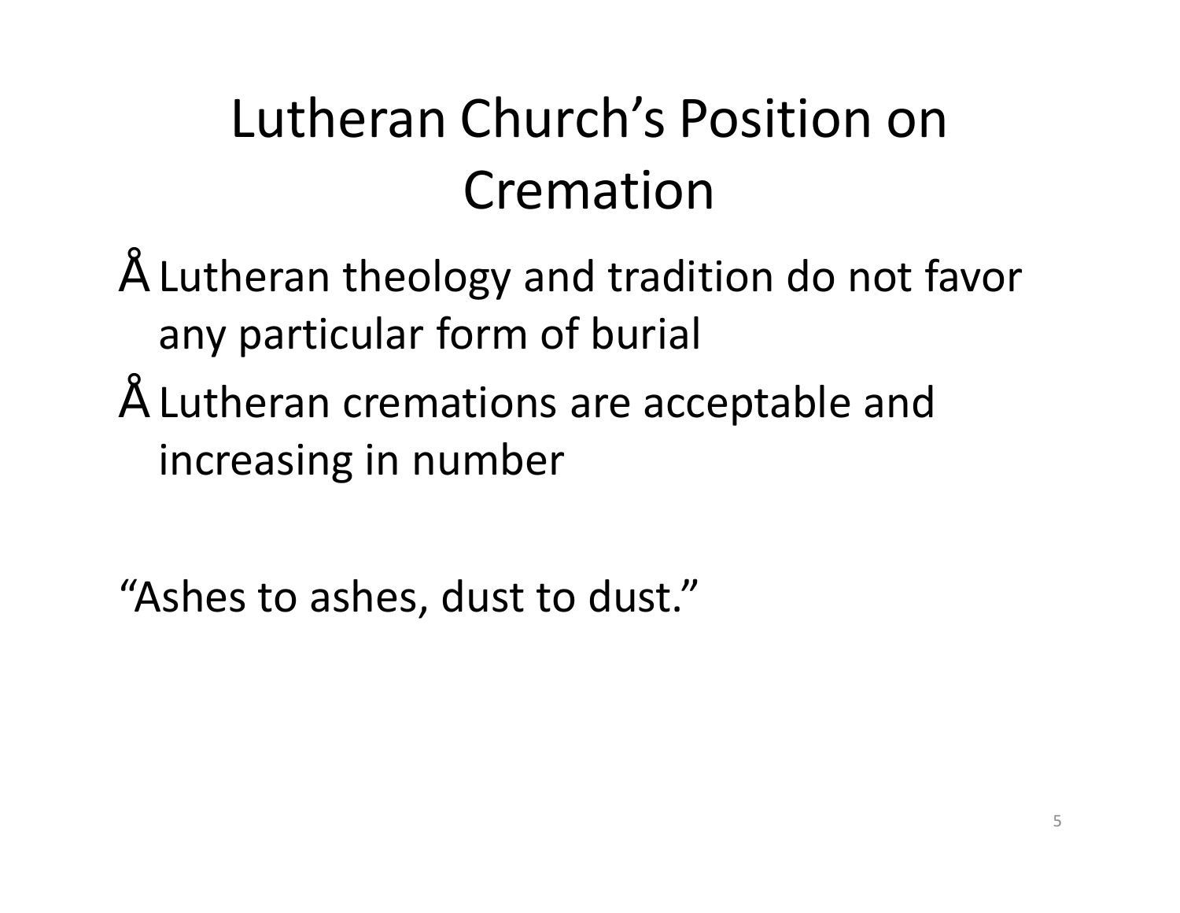# Lutheran Church's Position on Cremation

- Lutheran theology and tradition do not favor any particular form of burial
- Lutheran cremations are acceptable and increasing in number

"Ashes to ashes, dust to dust."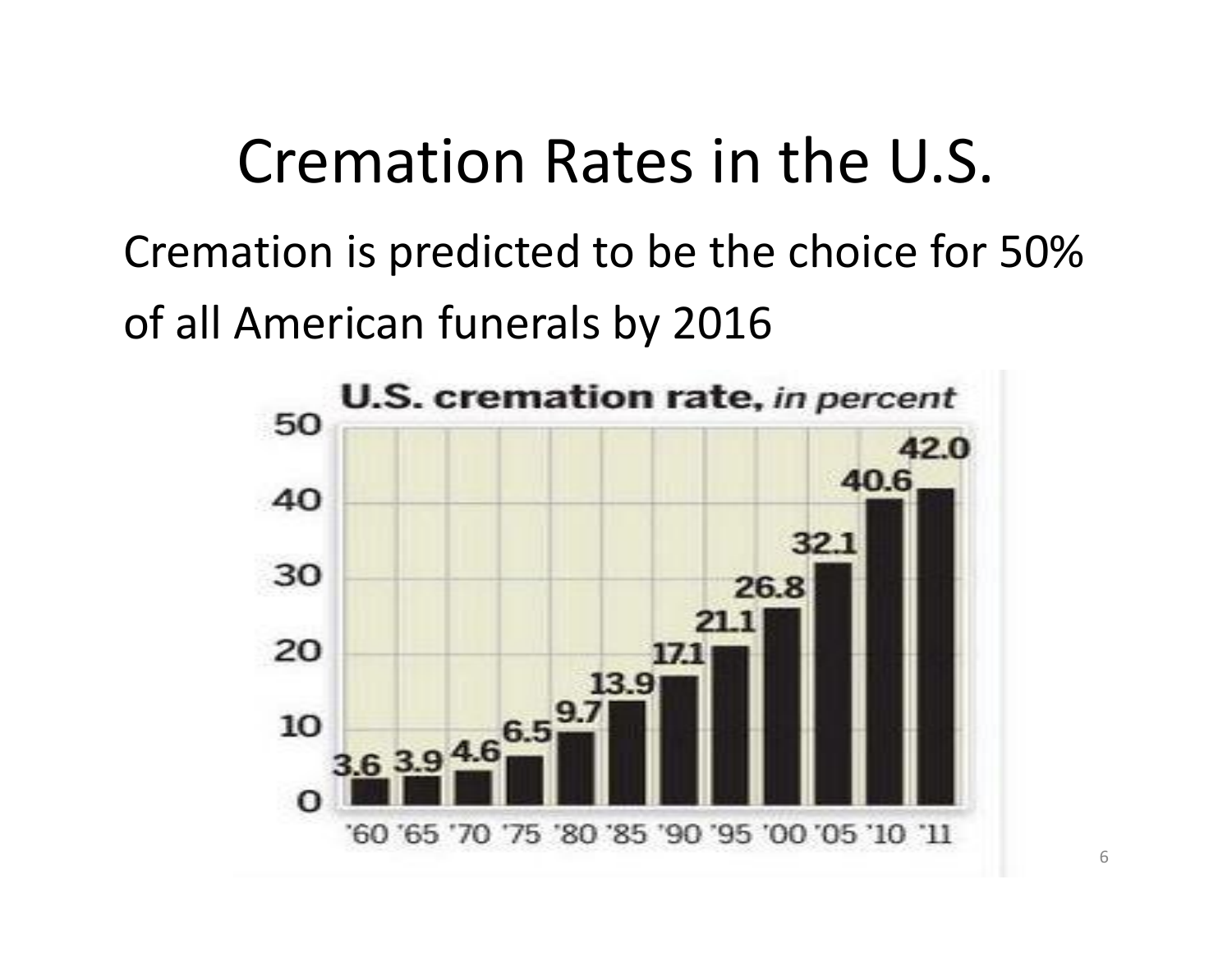# Cremation Rates in the U.S.

Cremation is predicted to be the choice for 50% of all American funerals by 2016

**U.S. cremation rate,** *in percent*

| Year | '60 | '65 | '70 | '75 | '80 | '85 | '90 | '95 | '00 | '05 | '10 | '11 |
|---|---|---|---|---|---|---|---|---|---|---|---|---|
| Rate | 3.6 | 3.9 | 4.6 | 6.5 | 9.7 | 13.9 | 17.1 | 21.1 | 26.8 | 32.1 | 40.6 | 42.0 |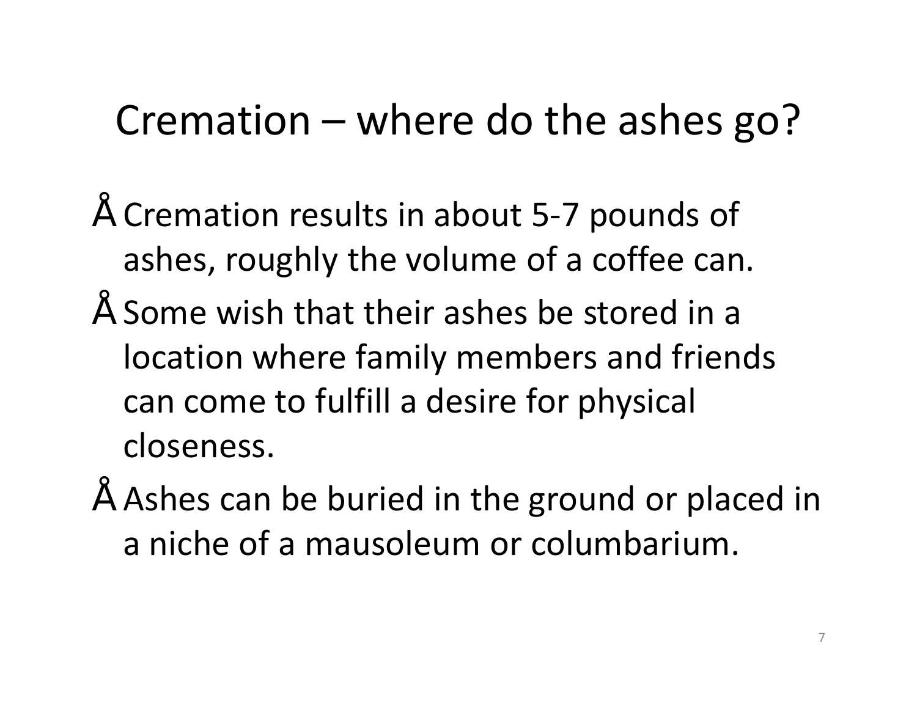# Cremation – where do the ashes go?

- Cremation results in about 5-7 pounds of ashes, roughly the volume of a coffee can.
- Some wish that their ashes be stored in a location where family members and friends can come to fulfill a desire for physical closeness.
- Ashes can be buried in the ground or placed in a niche of a mausoleum or columbarium.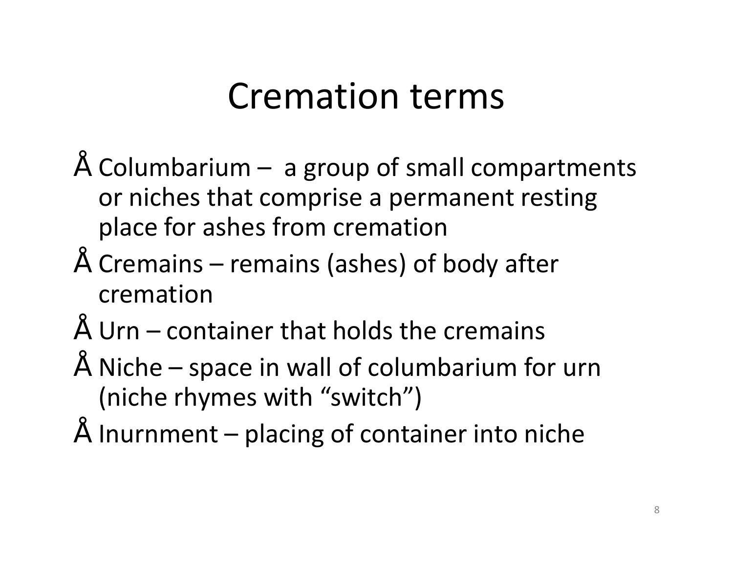# Cremation terms

- Columbarium – a group of small compartments or niches that comprise a permanent resting place for ashes from cremation
- Cremains – remains (ashes) of body after cremation
- Urn – container that holds the cremains
- Niche – space in wall of columbarium for urn (niche rhymes with "switch")
- Inurnment – placing of container into niche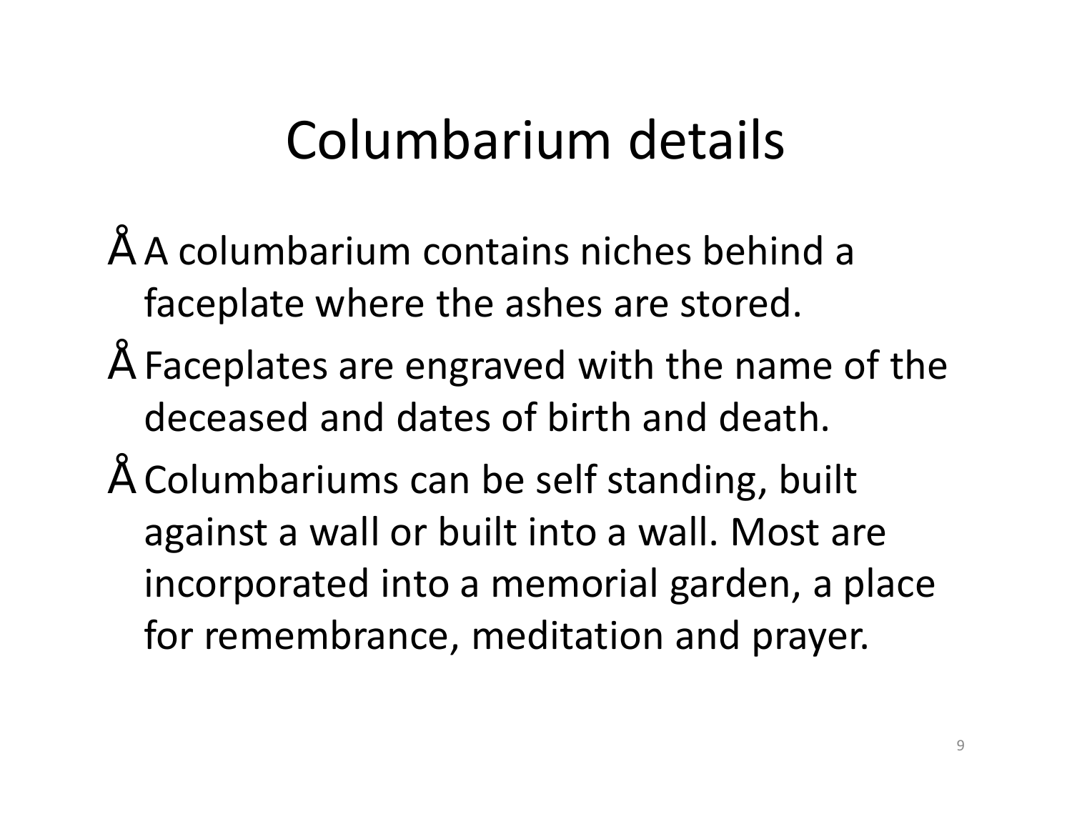# Columbarium details

- A columbarium contains niches behind a faceplate where the ashes are stored.
- Faceplates are engraved with the name of the deceased and dates of birth and death.
- Columbariums can be self standing, built against a wall or built into a wall. Most are incorporated into a memorial garden, a place for remembrance, meditation and prayer.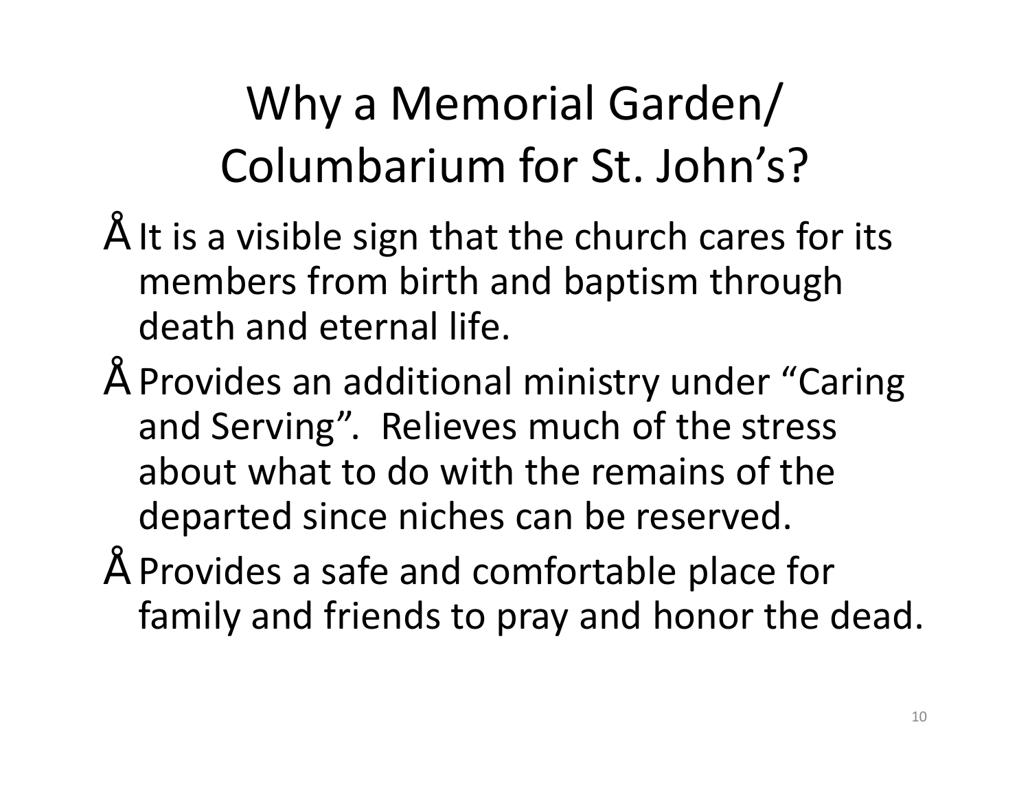# Why a Memorial Garden/ Columbarium for St. John's?

- It is a visible sign that the church cares for its members from birth and baptism through death and eternal life.
- Provides an additional ministry under "Caring and Serving". Relieves much of the stress about what to do with the remains of the departed since niches can be reserved.
- Provides a safe and comfortable place for family and friends to pray and honor the dead.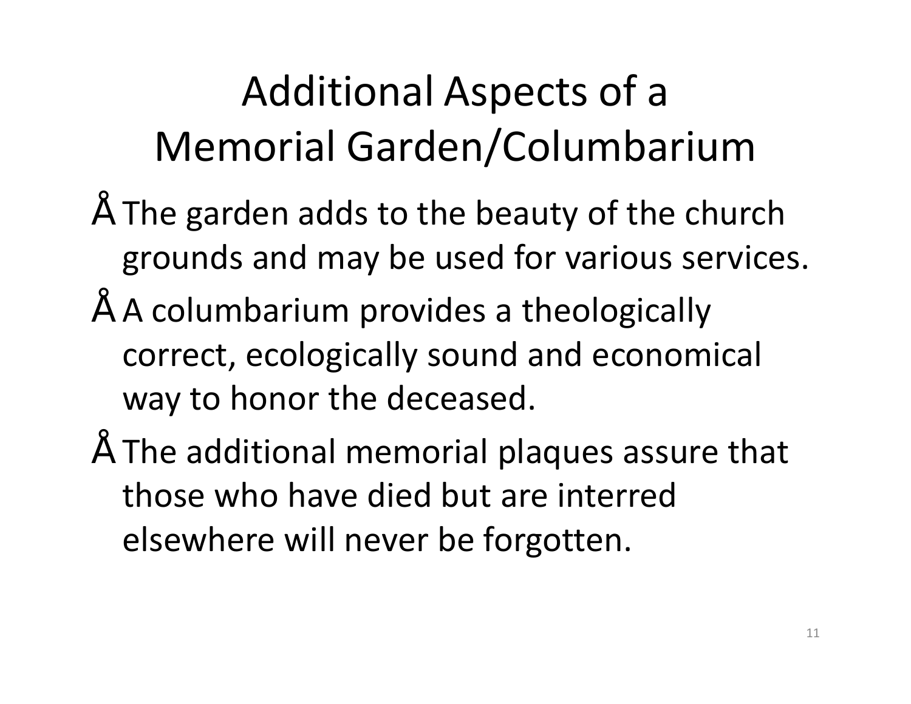# Additional Aspects of a Memorial Garden/Columbarium

- The garden adds to the beauty of the church grounds and may be used for various services.
- A columbarium provides a theologically correct, ecologically sound and economical way to honor the deceased.
- The additional memorial plaques assure that those who have died but are interred elsewhere will never be forgotten.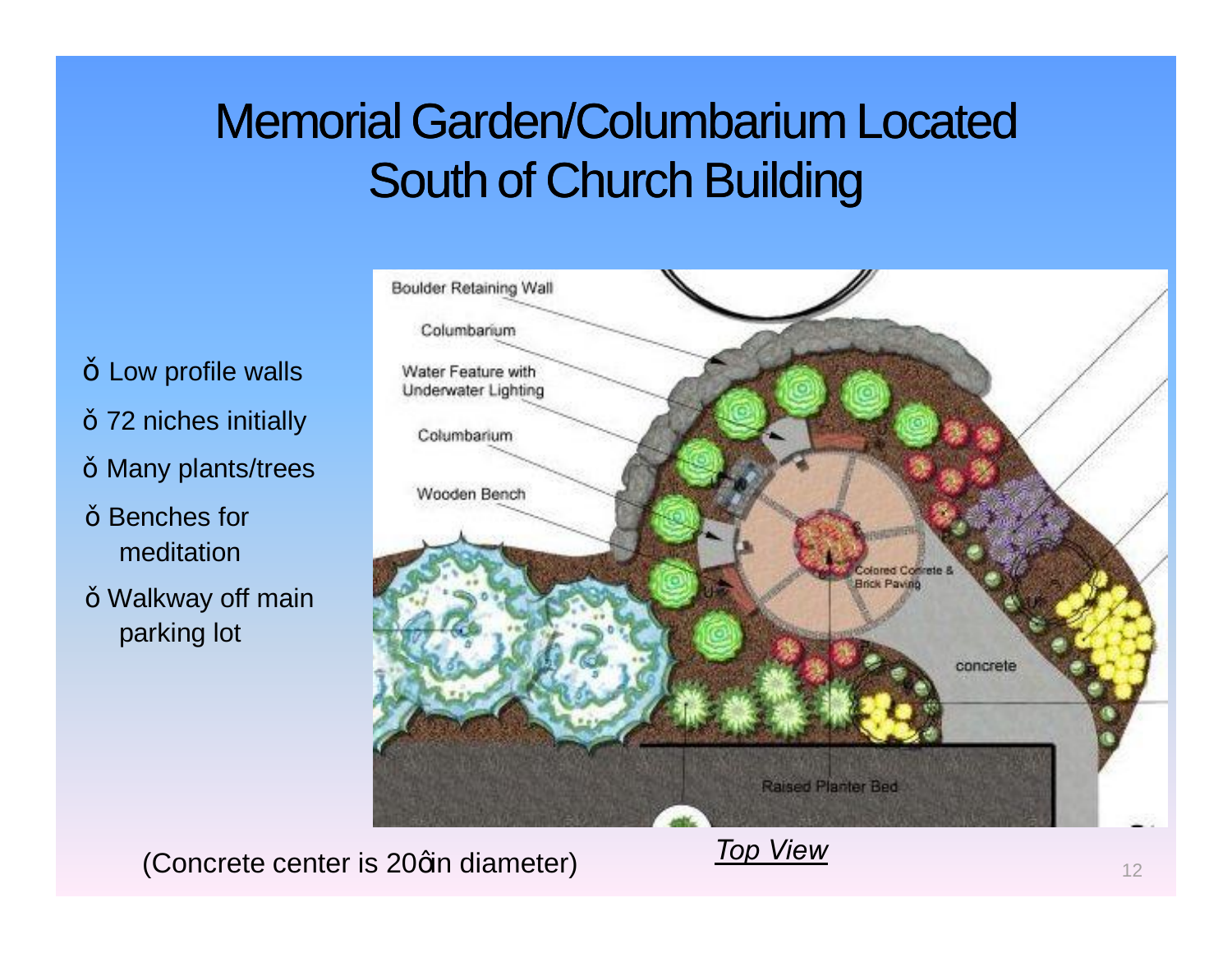# Memorial Garden/Columbarium Located South of Church Building

- Low profile walls
- 72 niches initially
- Many plants/trees
- Benches for meditation
- Walkway off main parking lot

(Concrete center is 20ôin diameter)

*Top View*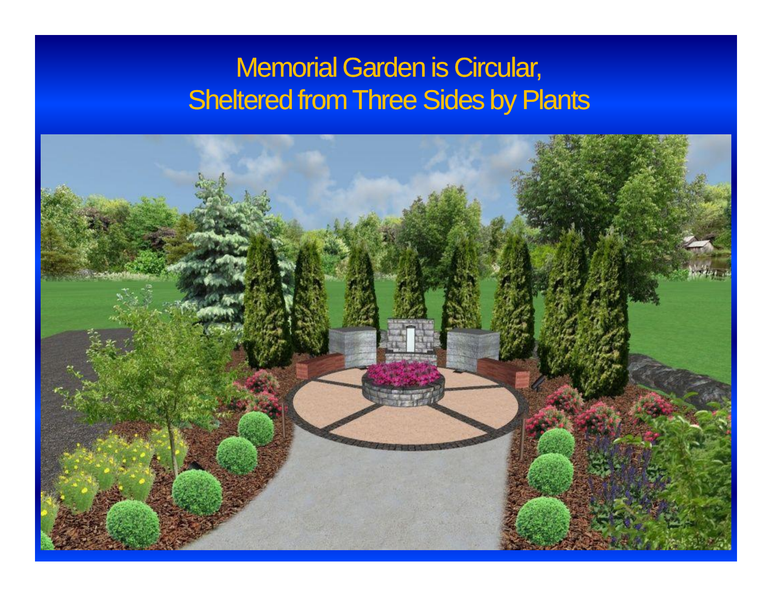# Memorial Garden is Circular, Sheltered from Three Sides by Plants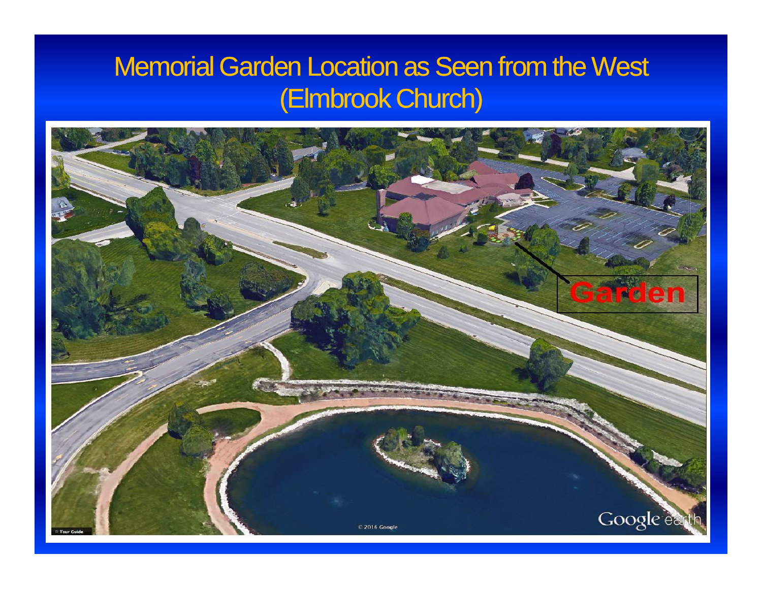# Memorial Garden Location as Seen from the West (Elmbrook Church)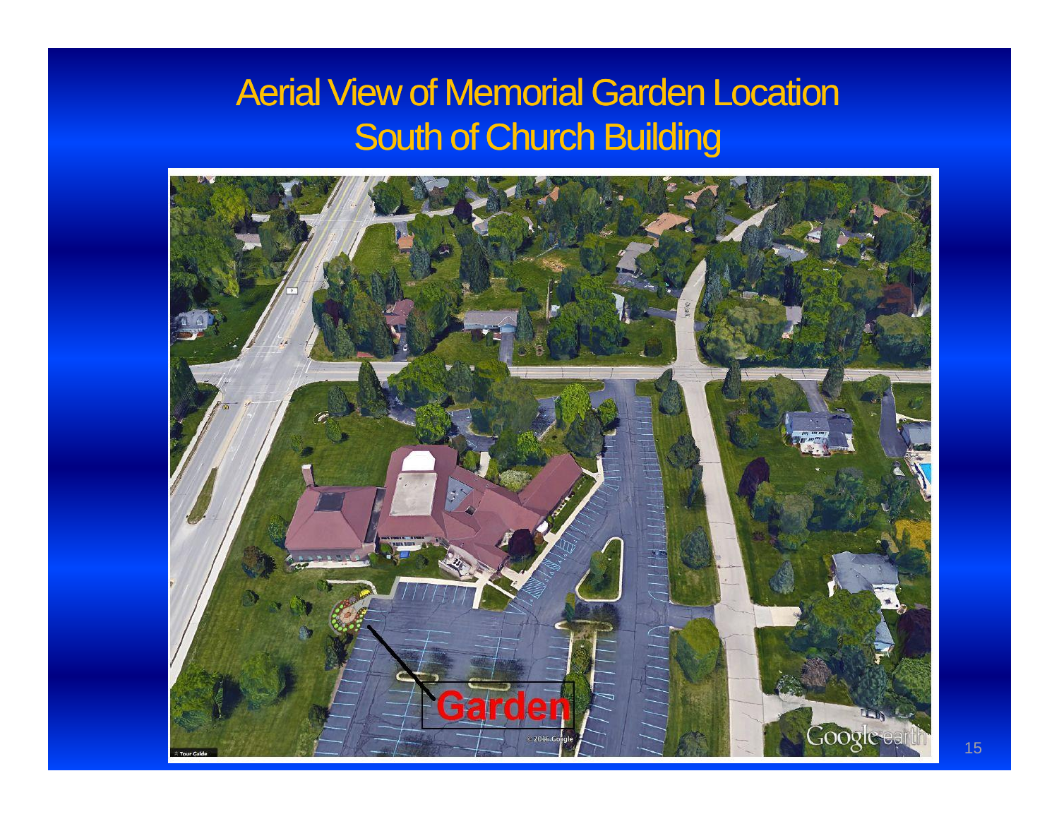# Aerial View of Memorial Garden Location
## South of Church Building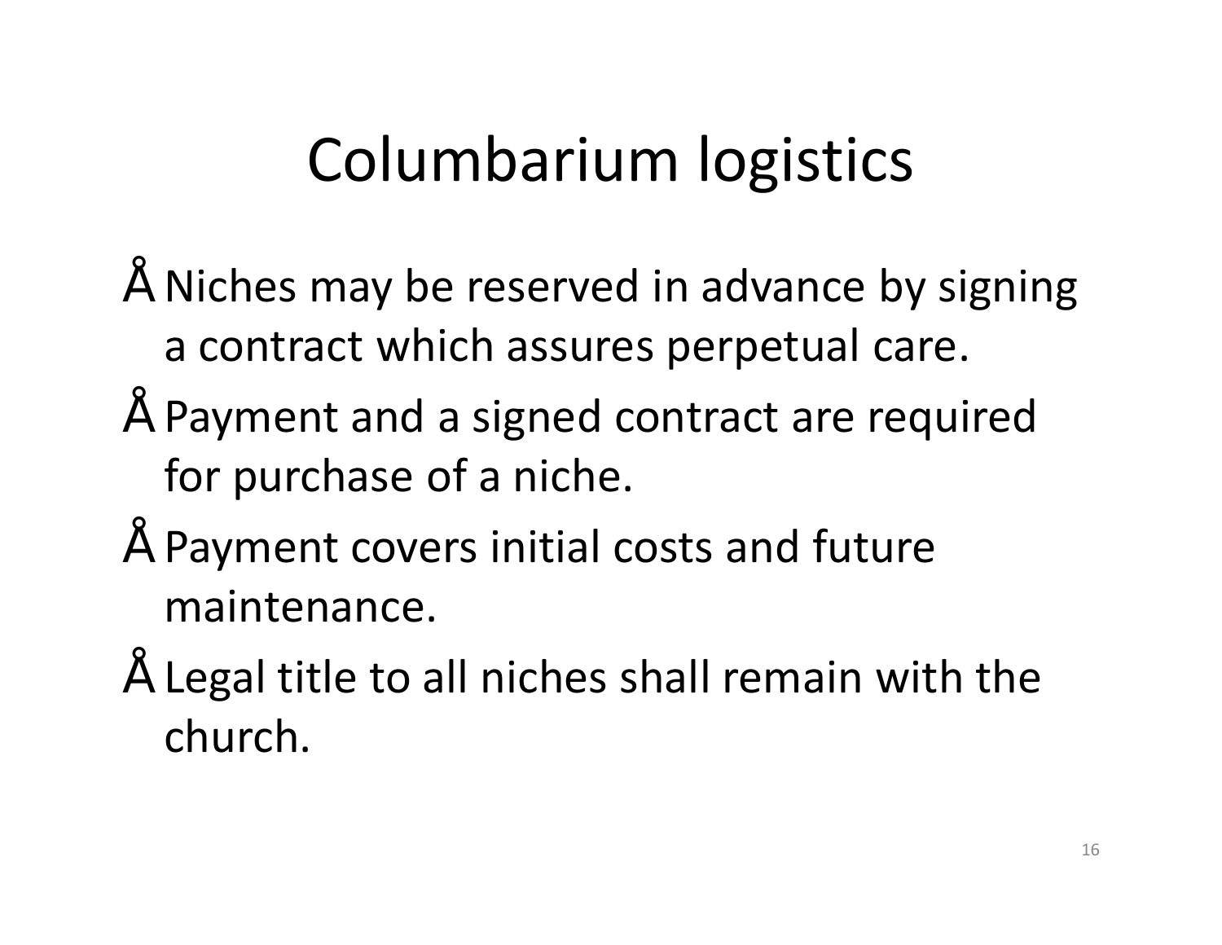# Columbarium logistics

- Niches may be reserved in advance by signing a contract which assures perpetual care.
- Payment and a signed contract are required for purchase of a niche.
- Payment covers initial costs and future maintenance.
- Legal title to all niches shall remain with the church.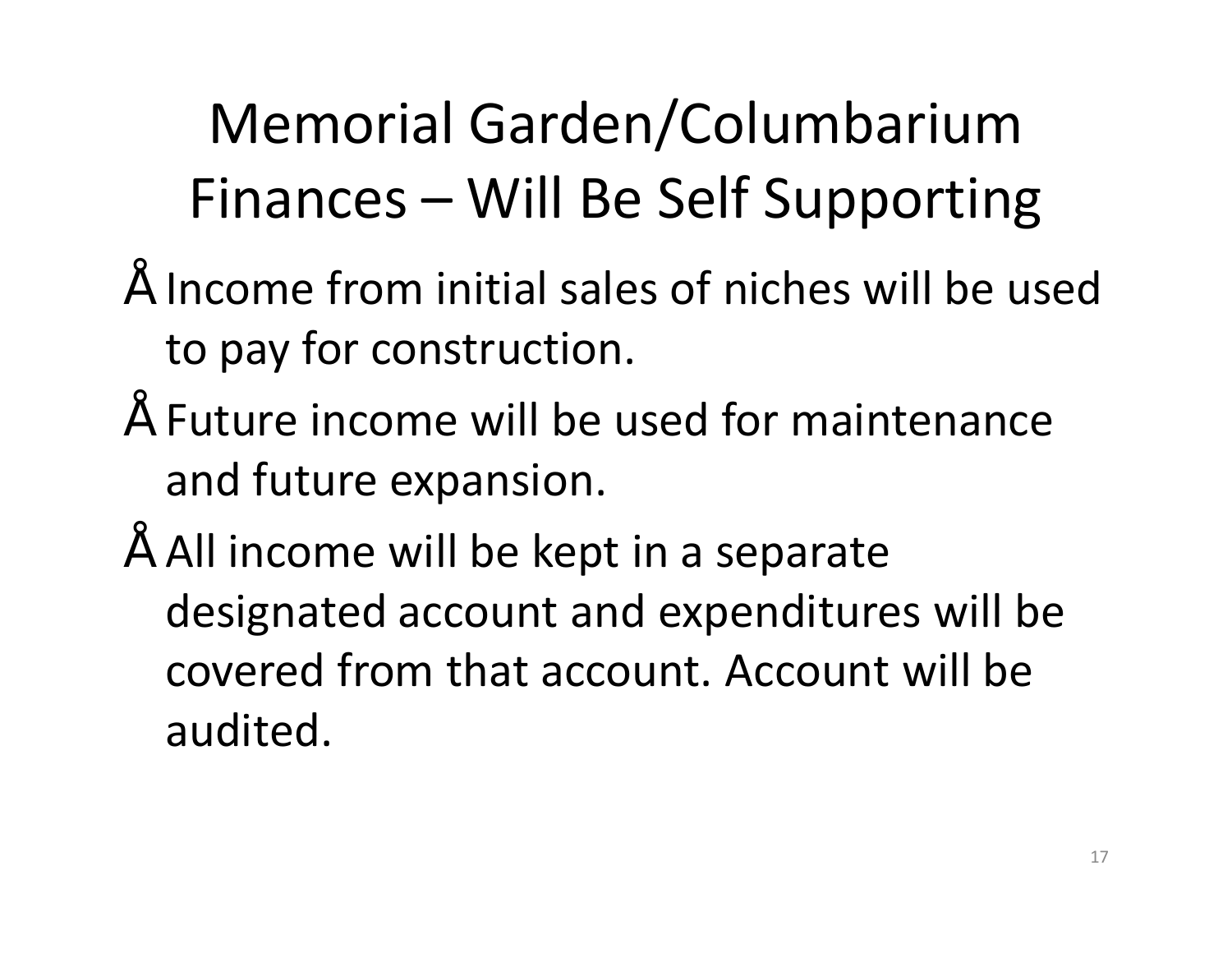# Memorial Garden/Columbarium Finances – Will Be Self Supporting

- Income from initial sales of niches will be used to pay for construction.
- Future income will be used for maintenance and future expansion.
- All income will be kept in a separate designated account and expenditures will be covered from that account. Account will be audited.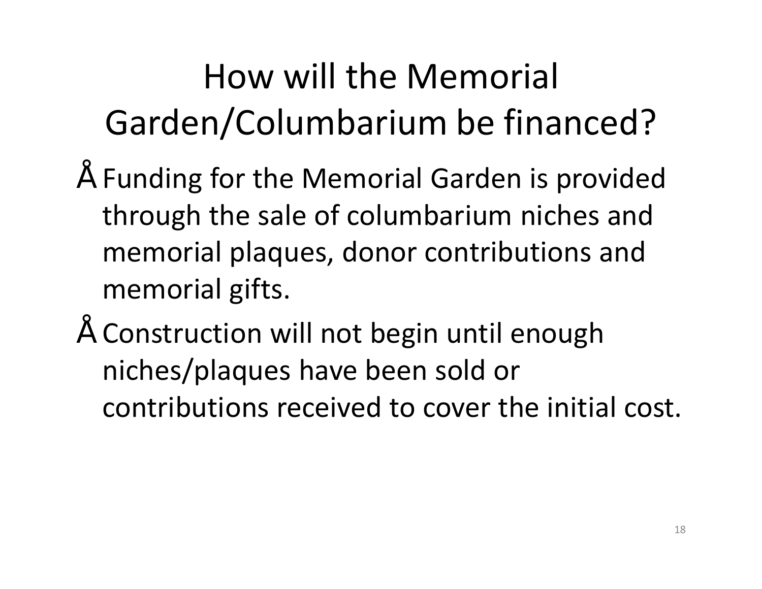# How will the Memorial Garden/Columbarium be financed?

- Funding for the Memorial Garden is provided through the sale of columbarium niches and memorial plaques, donor contributions and memorial gifts.
- Construction will not begin until enough niches/plaques have been sold or contributions received to cover the initial cost.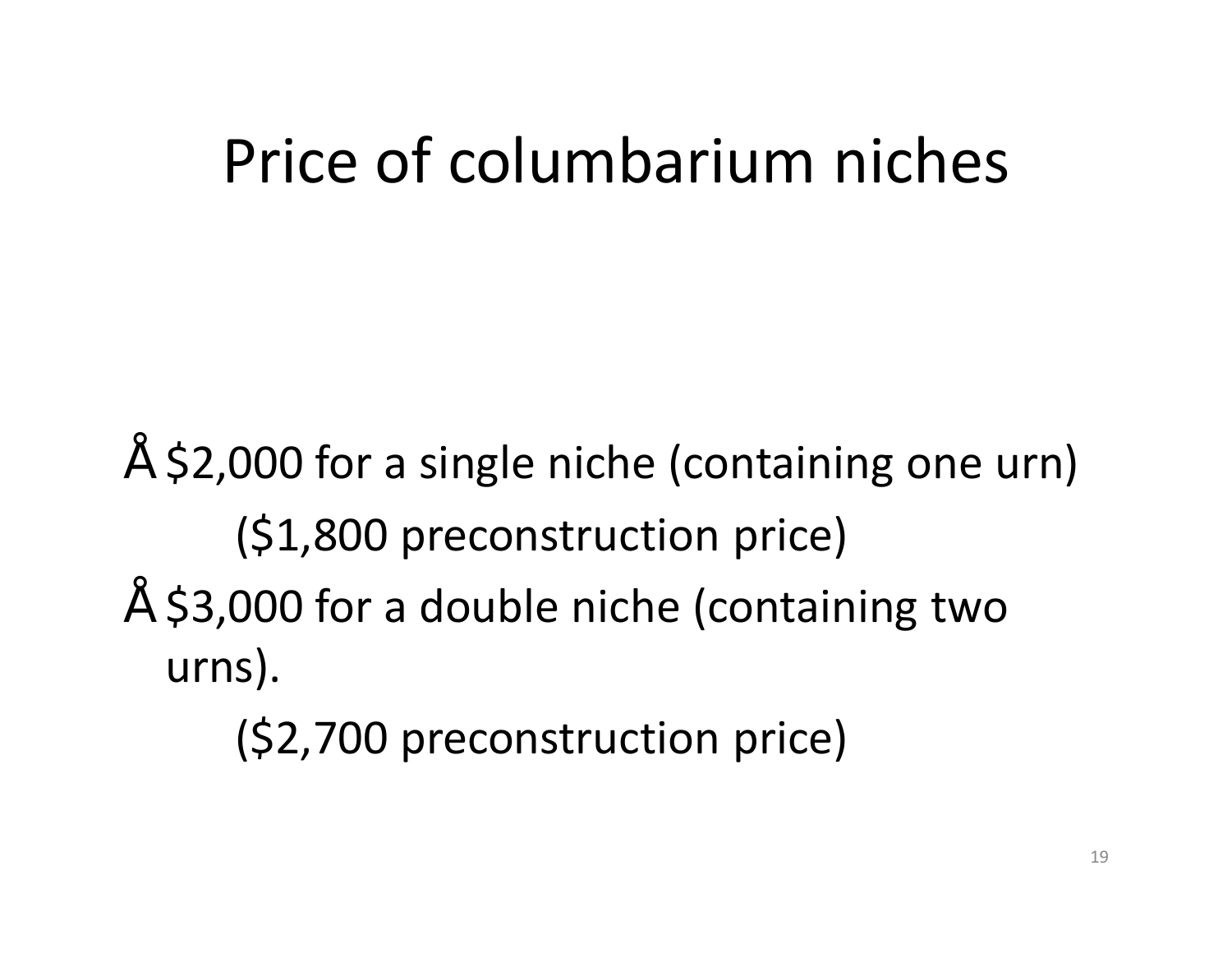# Price of columbarium niches

- $2,000 for a single niche (containing one urn)
  ($1,800 preconstruction price)
- $3,000 for a double niche (containing two urns).
  ($2,700 preconstruction price)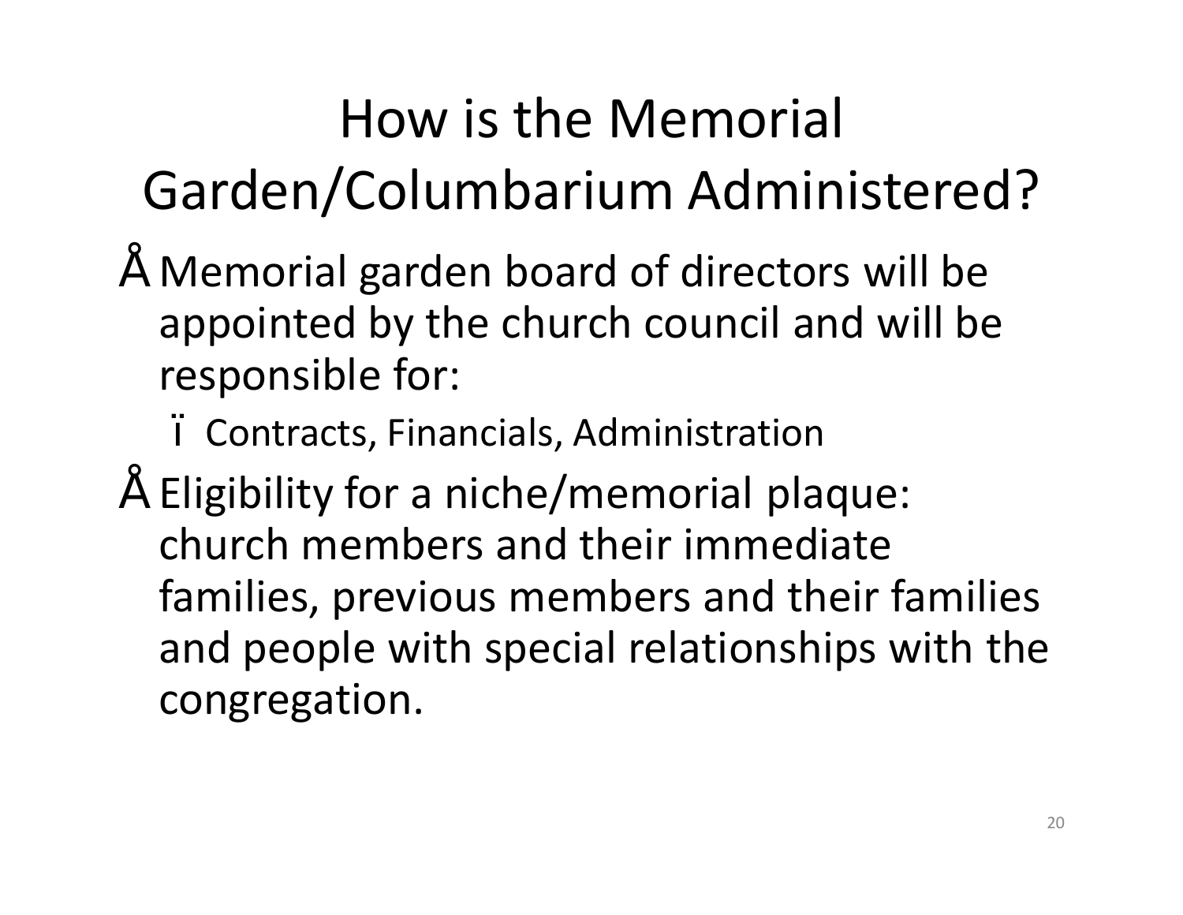# How is the Memorial Garden/Columbarium Administered?

- Memorial garden board of directors will be appointed by the church council and will be responsible for:
  - Contracts, Financials, Administration
- Eligibility for a niche/memorial plaque: church members and their immediate families, previous members and their families and people with special relationships with the congregation.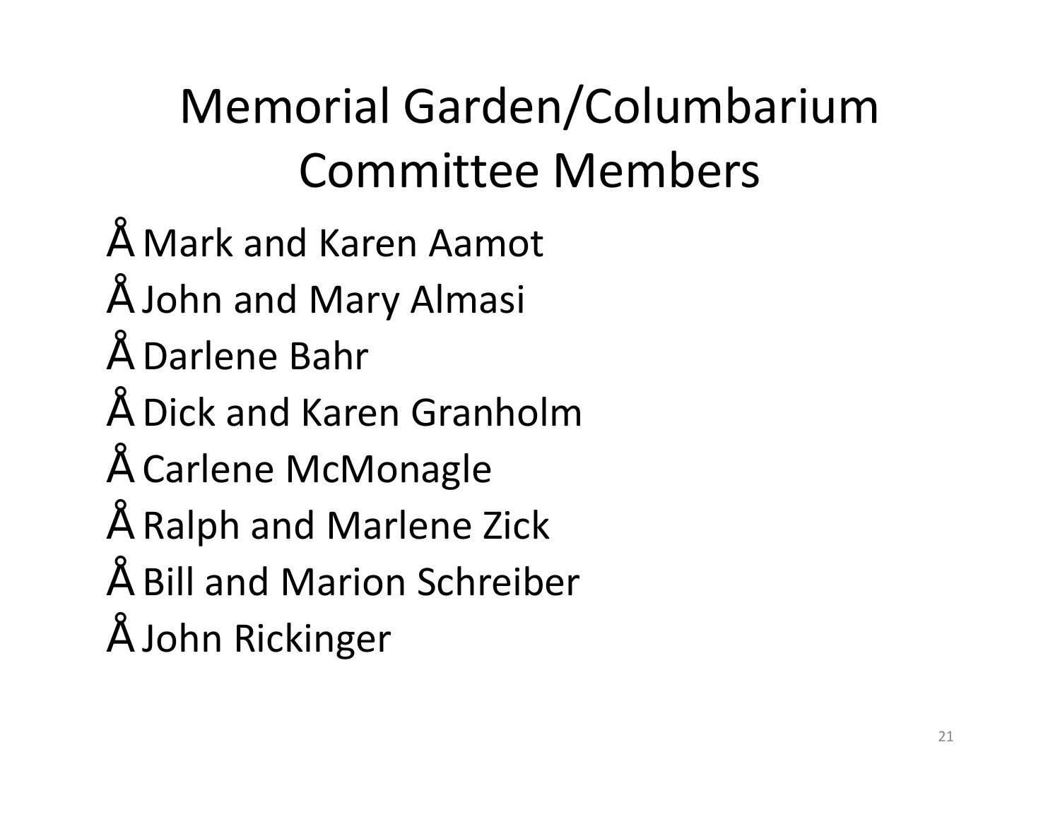# Memorial Garden/Columbarium Committee Members

- Mark and Karen Aamot
- John and Mary Almasi
- Darlene Bahr
- Dick and Karen Granholm
- Carlene McMonagle
- Ralph and Marlene Zick
- Bill and Marion Schreiber
- John Rickinger